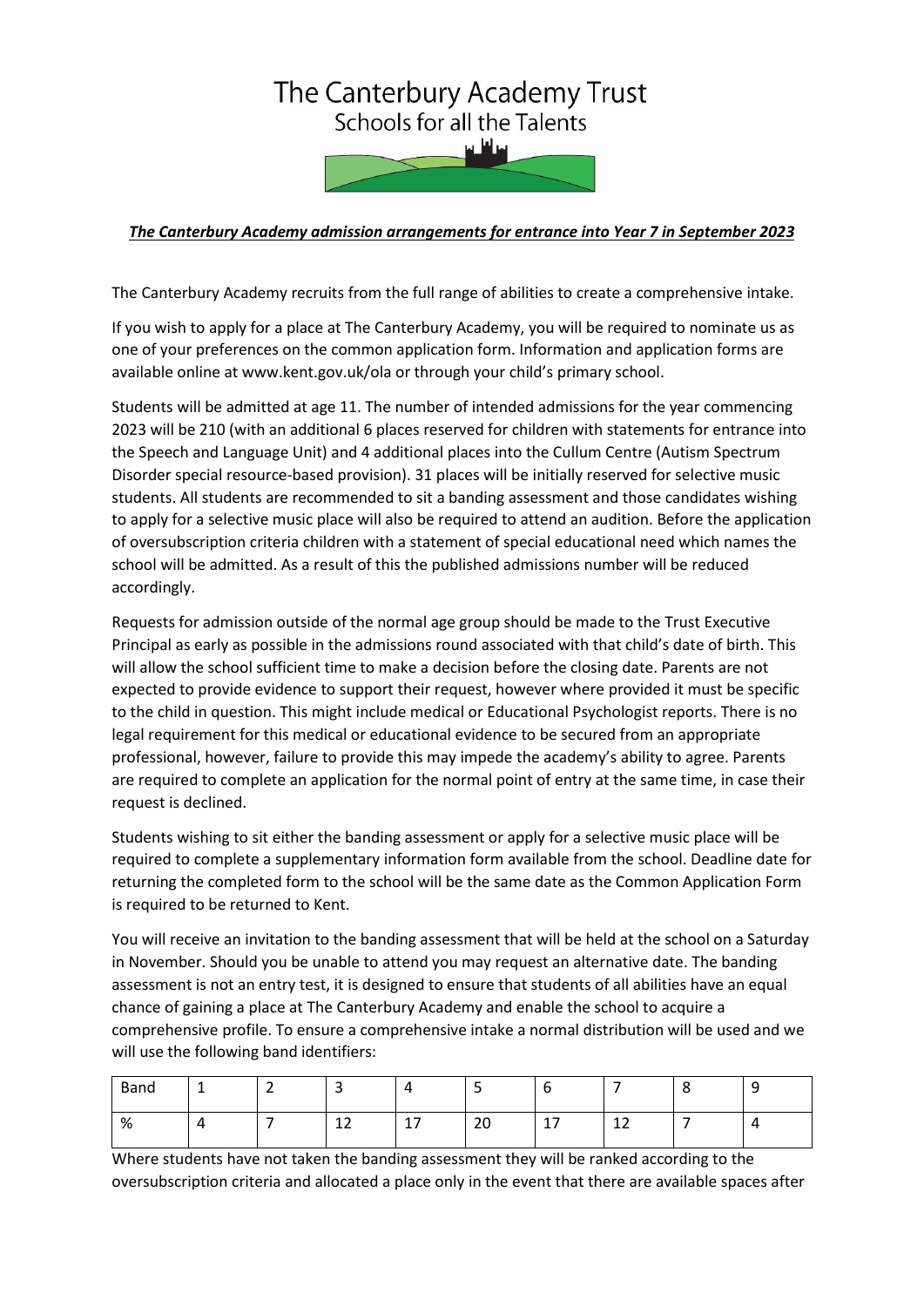# The Canterbury Academy Trust

Schools for all the Talents

***The Canterbury Academy admission arrangements for entrance into Year 7 in September 2023***

The Canterbury Academy recruits from the full range of abilities to create a comprehensive intake.

If you wish to apply for a place at The Canterbury Academy, you will be required to nominate us as one of your preferences on the common application form. Information and application forms are available online at www.kent.gov.uk/ola or through your child's primary school.

Students will be admitted at age 11. The number of intended admissions for the year commencing 2023 will be 210 (with an additional 6 places reserved for children with statements for entrance into the Speech and Language Unit) and 4 additional places into the Cullum Centre (Autism Spectrum Disorder special resource-based provision). 31 places will be initially reserved for selective music students. All students are recommended to sit a banding assessment and those candidates wishing to apply for a selective music place will also be required to attend an audition. Before the application of oversubscription criteria children with a statement of special educational need which names the school will be admitted. As a result of this the published admissions number will be reduced accordingly.

Requests for admission outside of the normal age group should be made to the Trust Executive Principal as early as possible in the admissions round associated with that child's date of birth. This will allow the school sufficient time to make a decision before the closing date. Parents are not expected to provide evidence to support their request, however where provided it must be specific to the child in question. This might include medical or Educational Psychologist reports. There is no legal requirement for this medical or educational evidence to be secured from an appropriate professional, however, failure to provide this may impede the academy's ability to agree. Parents are required to complete an application for the normal point of entry at the same time, in case their request is declined.

Students wishing to sit either the banding assessment or apply for a selective music place will be required to complete a supplementary information form available from the school. Deadline date for returning the completed form to the school will be the same date as the Common Application Form is required to be returned to Kent.

You will receive an invitation to the banding assessment that will be held at the school on a Saturday in November. Should you be unable to attend you may request an alternative date. The banding assessment is not an entry test, it is designed to ensure that students of all abilities have an equal chance of gaining a place at The Canterbury Academy and enable the school to acquire a comprehensive profile. To ensure a comprehensive intake a normal distribution will be used and we will use the following band identifiers:

| Band | 1 | 2 | 3 | 4 | 5 | 6 | 7 | 8 | 9 |
|---|---|---|---|---|---|---|---|---|---|
| % | 4 | 7 | 12 | 17 | 20 | 17 | 12 | 7 | 4 |

Where students have not taken the banding assessment they will be ranked according to the oversubscription criteria and allocated a place only in the event that there are available spaces after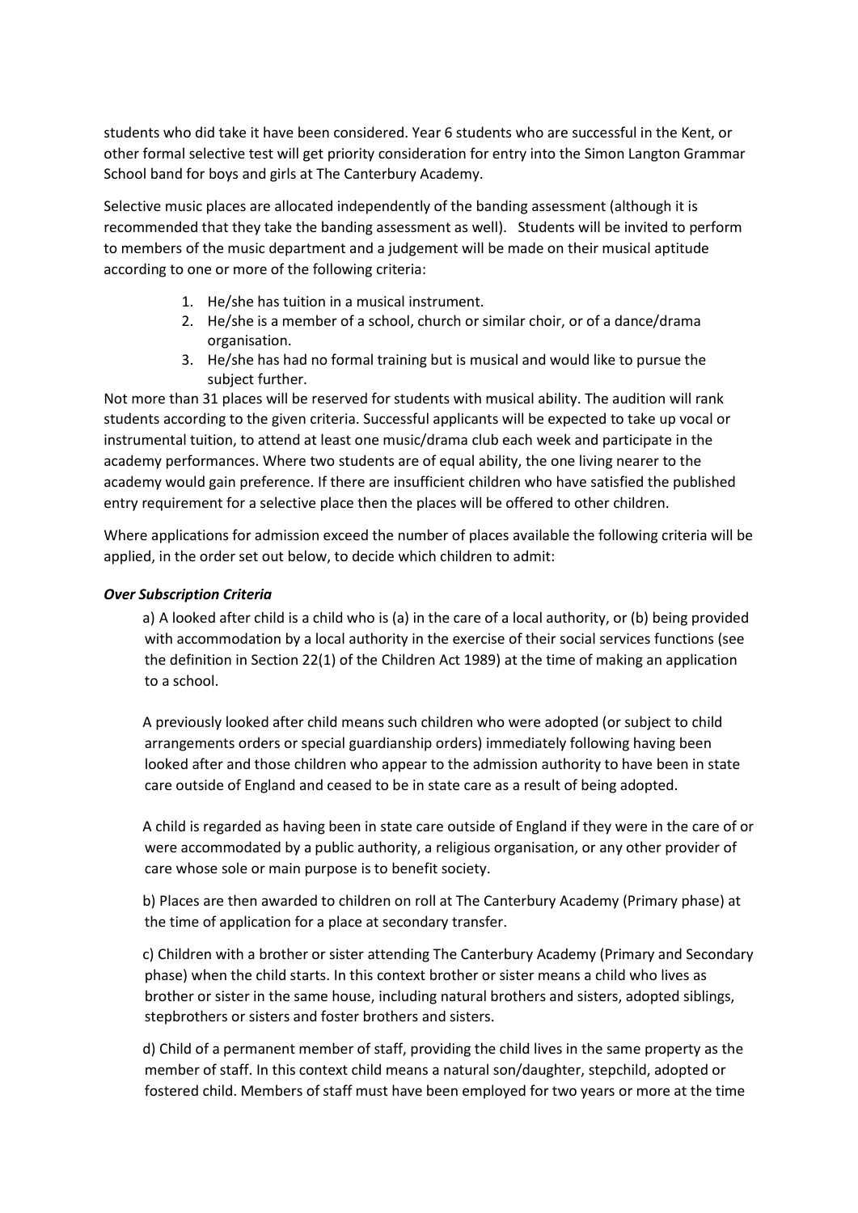students who did take it have been considered. Year 6 students who are successful in the Kent, or other formal selective test will get priority consideration for entry into the Simon Langton Grammar School band for boys and girls at The Canterbury Academy.

Selective music places are allocated independently of the banding assessment (although it is recommended that they take the banding assessment as well). Students will be invited to perform to members of the music department and a judgement will be made on their musical aptitude according to one or more of the following criteria:

1. He/she has tuition in a musical instrument.
2. He/she is a member of a school, church or similar choir, or of a dance/drama organisation.
3. He/she has had no formal training but is musical and would like to pursue the subject further.

Not more than 31 places will be reserved for students with musical ability. The audition will rank students according to the given criteria. Successful applicants will be expected to take up vocal or instrumental tuition, to attend at least one music/drama club each week and participate in the academy performances. Where two students are of equal ability, the one living nearer to the academy would gain preference. If there are insufficient children who have satisfied the published entry requirement for a selective place then the places will be offered to other children.

Where applications for admission exceed the number of places available the following criteria will be applied, in the order set out below, to decide which children to admit:

***Over Subscription Criteria***

a) A looked after child is a child who is (a) in the care of a local authority, or (b) being provided with accommodation by a local authority in the exercise of their social services functions (see the definition in Section 22(1) of the Children Act 1989) at the time of making an application to a school.

A previously looked after child means such children who were adopted (or subject to child arrangements orders or special guardianship orders) immediately following having been looked after and those children who appear to the admission authority to have been in state care outside of England and ceased to be in state care as a result of being adopted.

A child is regarded as having been in state care outside of England if they were in the care of or were accommodated by a public authority, a religious organisation, or any other provider of care whose sole or main purpose is to benefit society.

b) Places are then awarded to children on roll at The Canterbury Academy (Primary phase) at the time of application for a place at secondary transfer.

c) Children with a brother or sister attending The Canterbury Academy (Primary and Secondary phase) when the child starts. In this context brother or sister means a child who lives as brother or sister in the same house, including natural brothers and sisters, adopted siblings, stepbrothers or sisters and foster brothers and sisters.

d) Child of a permanent member of staff, providing the child lives in the same property as the member of staff. In this context child means a natural son/daughter, stepchild, adopted or fostered child. Members of staff must have been employed for two years or more at the time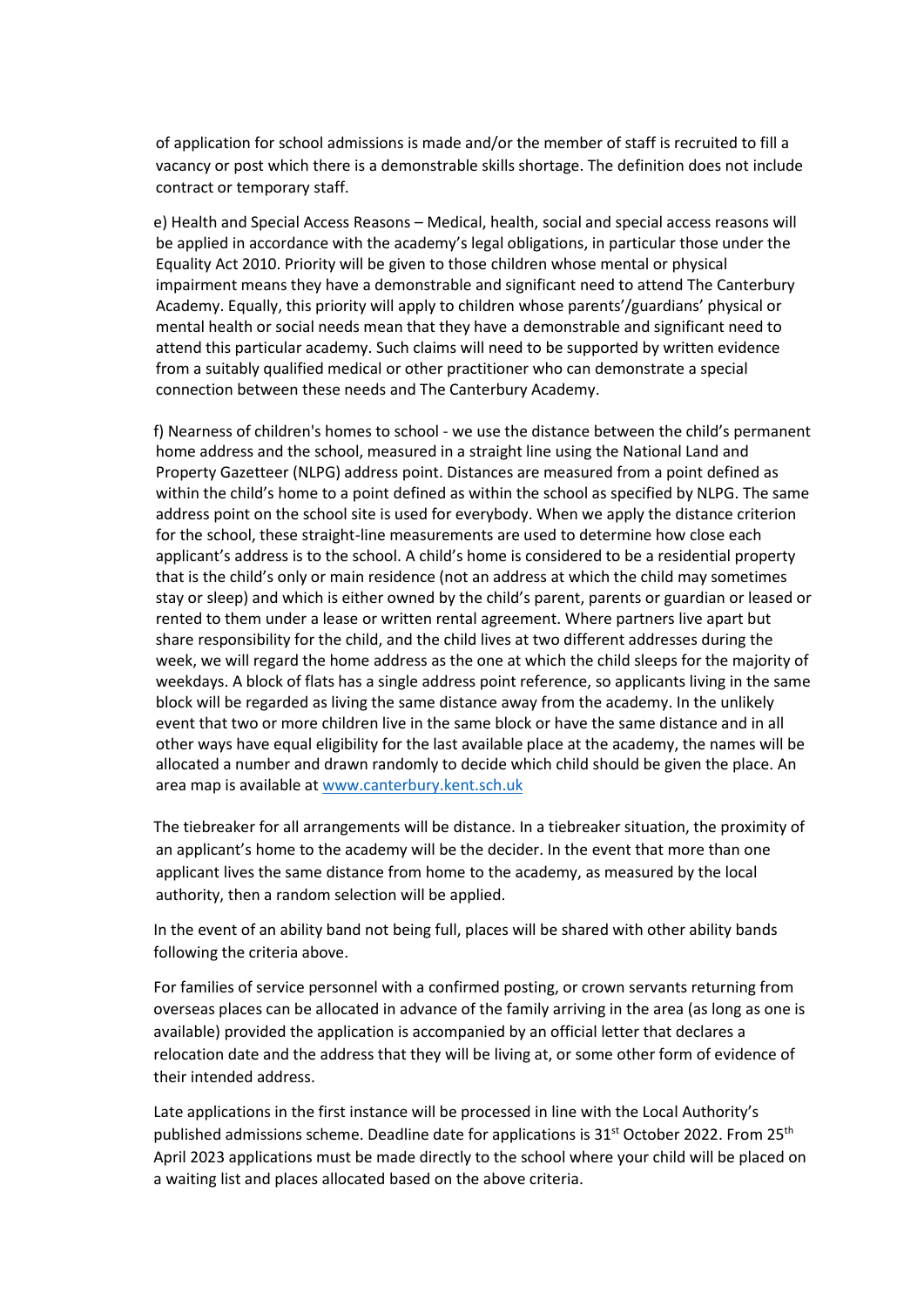of application for school admissions is made and/or the member of staff is recruited to fill a vacancy or post which there is a demonstrable skills shortage. The definition does not include contract or temporary staff.

e) Health and Special Access Reasons – Medical, health, social and special access reasons will be applied in accordance with the academy's legal obligations, in particular those under the Equality Act 2010. Priority will be given to those children whose mental or physical impairment means they have a demonstrable and significant need to attend The Canterbury Academy. Equally, this priority will apply to children whose parents'/guardians' physical or mental health or social needs mean that they have a demonstrable and significant need to attend this particular academy. Such claims will need to be supported by written evidence from a suitably qualified medical or other practitioner who can demonstrate a special connection between these needs and The Canterbury Academy.

f) Nearness of children's homes to school - we use the distance between the child's permanent home address and the school, measured in a straight line using the National Land and Property Gazetteer (NLPG) address point. Distances are measured from a point defined as within the child's home to a point defined as within the school as specified by NLPG. The same address point on the school site is used for everybody. When we apply the distance criterion for the school, these straight-line measurements are used to determine how close each applicant's address is to the school. A child's home is considered to be a residential property that is the child's only or main residence (not an address at which the child may sometimes stay or sleep) and which is either owned by the child's parent, parents or guardian or leased or rented to them under a lease or written rental agreement. Where partners live apart but share responsibility for the child, and the child lives at two different addresses during the week, we will regard the home address as the one at which the child sleeps for the majority of weekdays. A block of flats has a single address point reference, so applicants living in the same block will be regarded as living the same distance away from the academy. In the unlikely event that two or more children live in the same block or have the same distance and in all other ways have equal eligibility for the last available place at the academy, the names will be allocated a number and drawn randomly to decide which child should be given the place. An area map is available at [www.canterbury.kent.sch.uk](http://www.canterbury.kent.sch.uk)

The tiebreaker for all arrangements will be distance. In a tiebreaker situation, the proximity of an applicant's home to the academy will be the decider. In the event that more than one applicant lives the same distance from home to the academy, as measured by the local authority, then a random selection will be applied.

In the event of an ability band not being full, places will be shared with other ability bands following the criteria above.

For families of service personnel with a confirmed posting, or crown servants returning from overseas places can be allocated in advance of the family arriving in the area (as long as one is available) provided the application is accompanied by an official letter that declares a relocation date and the address that they will be living at, or some other form of evidence of their intended address.

Late applications in the first instance will be processed in line with the Local Authority's published admissions scheme. Deadline date for applications is 31st October 2022. From 25th April 2023 applications must be made directly to the school where your child will be placed on a waiting list and places allocated based on the above criteria.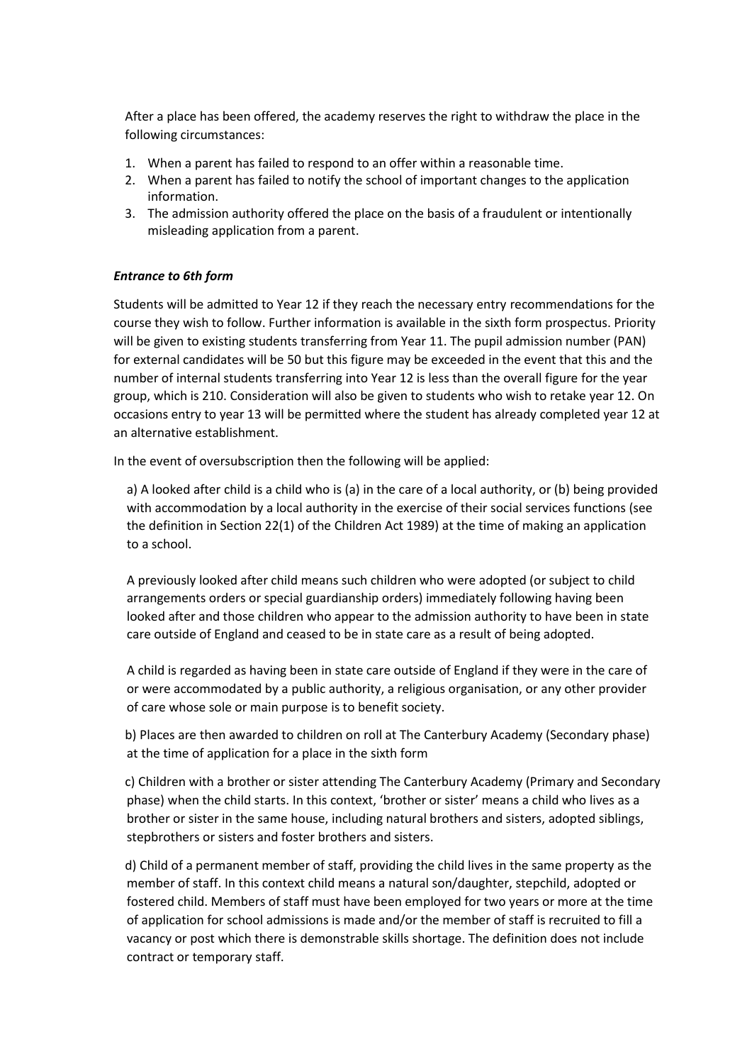After a place has been offered, the academy reserves the right to withdraw the place in the following circumstances:

1. When a parent has failed to respond to an offer within a reasonable time.
2. When a parent has failed to notify the school of important changes to the application information.
3. The admission authority offered the place on the basis of a fraudulent or intentionally misleading application from a parent.

***Entrance to 6th form***

Students will be admitted to Year 12 if they reach the necessary entry recommendations for the course they wish to follow. Further information is available in the sixth form prospectus. Priority will be given to existing students transferring from Year 11. The pupil admission number (PAN) for external candidates will be 50 but this figure may be exceeded in the event that this and the number of internal students transferring into Year 12 is less than the overall figure for the year group, which is 210. Consideration will also be given to students who wish to retake year 12. On occasions entry to year 13 will be permitted where the student has already completed year 12 at an alternative establishment.

In the event of oversubscription then the following will be applied:

a) A looked after child is a child who is (a) in the care of a local authority, or (b) being provided with accommodation by a local authority in the exercise of their social services functions (see the definition in Section 22(1) of the Children Act 1989) at the time of making an application to a school.

A previously looked after child means such children who were adopted (or subject to child arrangements orders or special guardianship orders) immediately following having been looked after and those children who appear to the admission authority to have been in state care outside of England and ceased to be in state care as a result of being adopted.

A child is regarded as having been in state care outside of England if they were in the care of or were accommodated by a public authority, a religious organisation, or any other provider of care whose sole or main purpose is to benefit society.

b) Places are then awarded to children on roll at The Canterbury Academy (Secondary phase) at the time of application for a place in the sixth form

c) Children with a brother or sister attending The Canterbury Academy (Primary and Secondary phase) when the child starts. In this context, 'brother or sister' means a child who lives as a brother or sister in the same house, including natural brothers and sisters, adopted siblings, stepbrothers or sisters and foster brothers and sisters.

d) Child of a permanent member of staff, providing the child lives in the same property as the member of staff. In this context child means a natural son/daughter, stepchild, adopted or fostered child. Members of staff must have been employed for two years or more at the time of application for school admissions is made and/or the member of staff is recruited to fill a vacancy or post which there is demonstrable skills shortage. The definition does not include contract or temporary staff.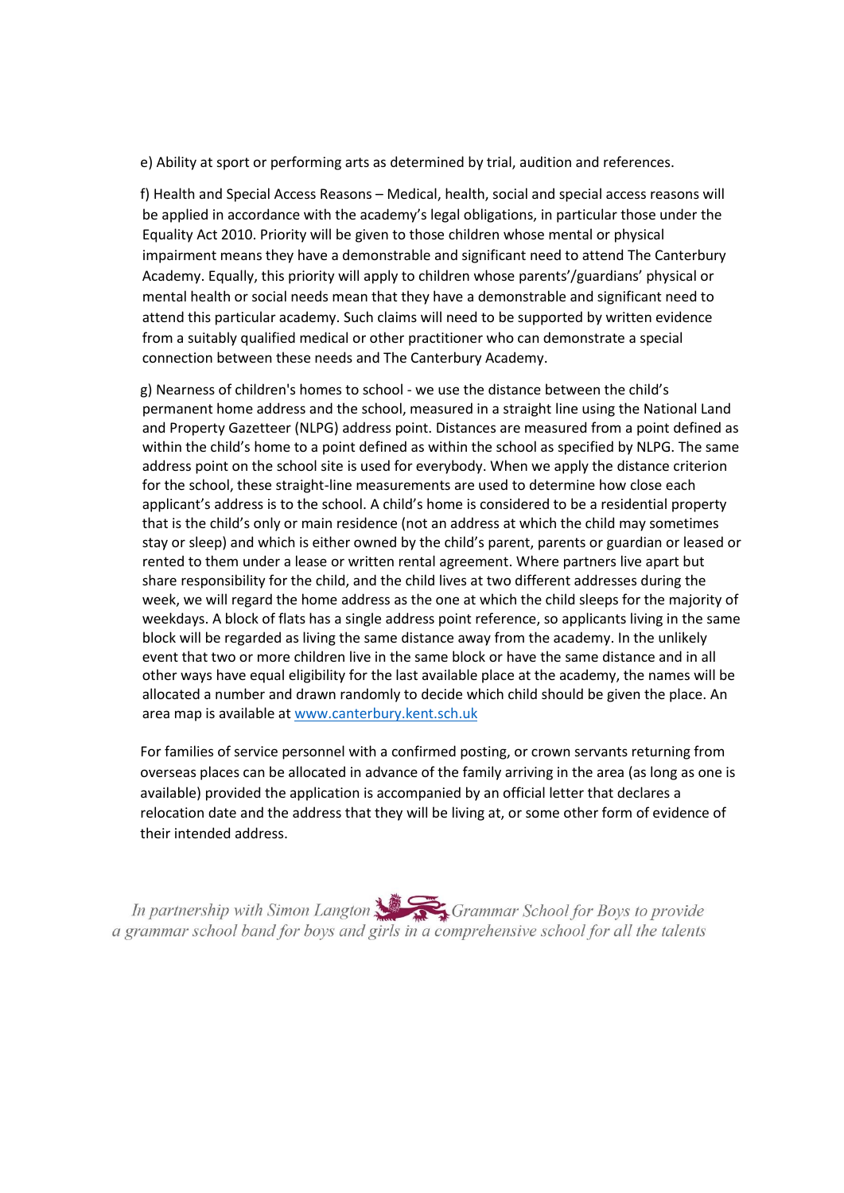e) Ability at sport or performing arts as determined by trial, audition and references.

f) Health and Special Access Reasons – Medical, health, social and special access reasons will be applied in accordance with the academy's legal obligations, in particular those under the Equality Act 2010. Priority will be given to those children whose mental or physical impairment means they have a demonstrable and significant need to attend The Canterbury Academy. Equally, this priority will apply to children whose parents'/guardians' physical or mental health or social needs mean that they have a demonstrable and significant need to attend this particular academy. Such claims will need to be supported by written evidence from a suitably qualified medical or other practitioner who can demonstrate a special connection between these needs and The Canterbury Academy.

g) Nearness of children's homes to school - we use the distance between the child's permanent home address and the school, measured in a straight line using the National Land and Property Gazetteer (NLPG) address point. Distances are measured from a point defined as within the child's home to a point defined as within the school as specified by NLPG. The same address point on the school site is used for everybody. When we apply the distance criterion for the school, these straight-line measurements are used to determine how close each applicant's address is to the school. A child's home is considered to be a residential property that is the child's only or main residence (not an address at which the child may sometimes stay or sleep) and which is either owned by the child's parent, parents or guardian or leased or rented to them under a lease or written rental agreement. Where partners live apart but share responsibility for the child, and the child lives at two different addresses during the week, we will regard the home address as the one at which the child sleeps for the majority of weekdays. A block of flats has a single address point reference, so applicants living in the same block will be regarded as living the same distance away from the academy. In the unlikely event that two or more children live in the same block or have the same distance and in all other ways have equal eligibility for the last available place at the academy, the names will be allocated a number and drawn randomly to decide which child should be given the place. An area map is available at [www.canterbury.kent.sch.uk](http://www.canterbury.kent.sch.uk)

For families of service personnel with a confirmed posting, or crown servants returning from overseas places can be allocated in advance of the family arriving in the area (as long as one is available) provided the application is accompanied by an official letter that declares a relocation date and the address that they will be living at, or some other form of evidence of their intended address.